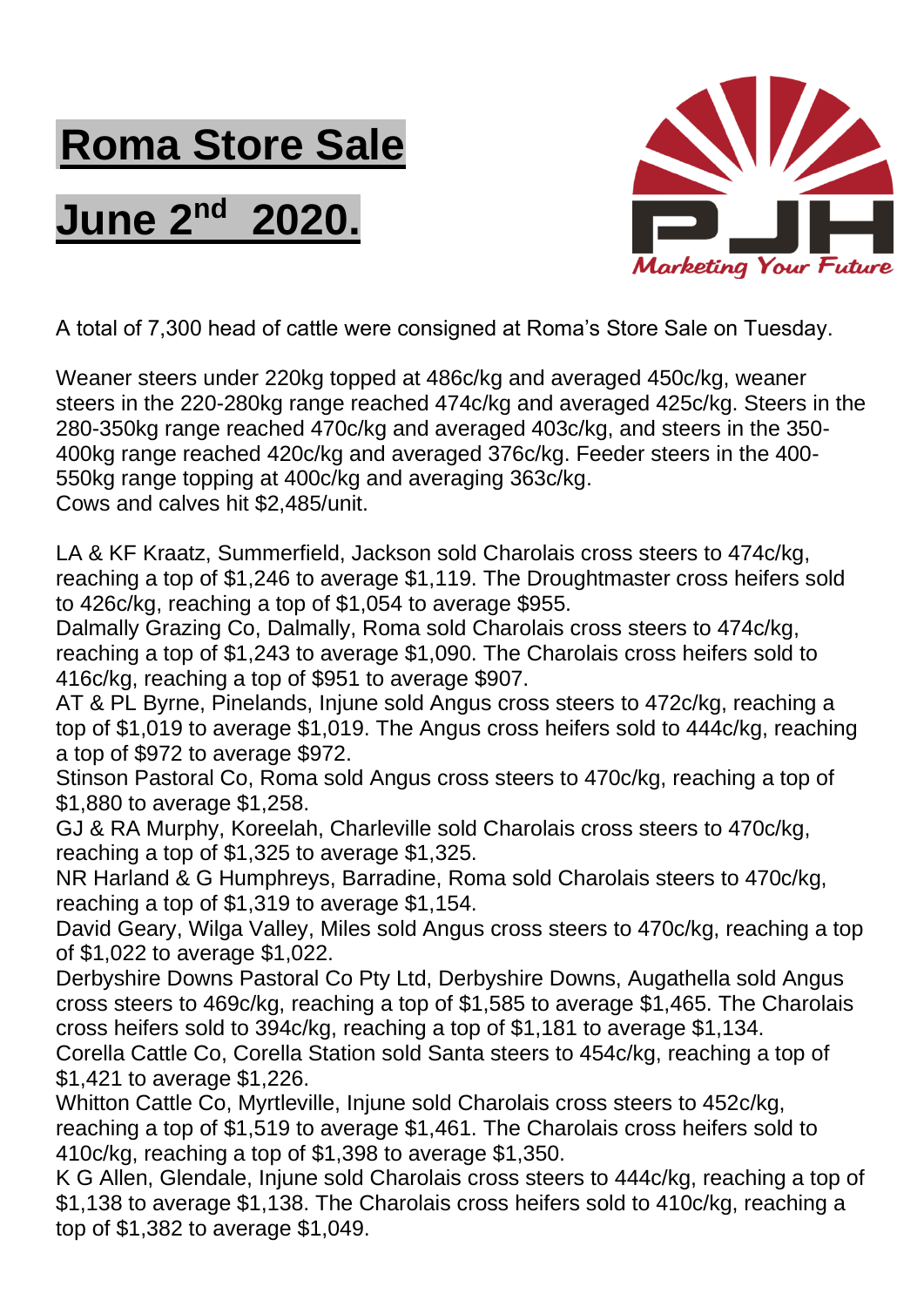# Roma Store Sale

# June 2nd 2020.

PJH

*Marketing Your Future*

A total of 7,300 head of cattle were consigned at Roma's Store Sale on Tuesday.

Weaner steers under 220kg topped at 486c/kg and averaged 450c/kg, weaner steers in the 220-280kg range reached 474c/kg and averaged 425c/kg. Steers in the 280-350kg range reached 470c/kg and averaged 403c/kg, and steers in the 350-400kg range reached 420c/kg and averaged 376c/kg. Feeder steers in the 400-550kg range topping at 400c/kg and averaging 363c/kg.
Cows and calves hit $2,485/unit.

LA & KF Kraatz, Summerfield, Jackson sold Charolais cross steers to 474c/kg, reaching a top of $1,246 to average $1,119. The Droughtmaster cross heifers sold to 426c/kg, reaching a top of $1,054 to average $955.
Dalmally Grazing Co, Dalmally, Roma sold Charolais cross steers to 474c/kg, reaching a top of $1,243 to average $1,090. The Charolais cross heifers sold to 416c/kg, reaching a top of $951 to average $907.
AT & PL Byrne, Pinelands, Injune sold Angus cross steers to 472c/kg, reaching a top of $1,019 to average $1,019. The Angus cross heifers sold to 444c/kg, reaching a top of $972 to average $972.
Stinson Pastoral Co, Roma sold Angus cross steers to 470c/kg, reaching a top of $1,880 to average $1,258.
GJ & RA Murphy, Koreelah, Charleville sold Charolais cross steers to 470c/kg, reaching a top of $1,325 to average $1,325.
NR Harland & G Humphreys, Barradine, Roma sold Charolais steers to 470c/kg, reaching a top of $1,319 to average $1,154.
David Geary, Wilga Valley, Miles sold Angus cross steers to 470c/kg, reaching a top of $1,022 to average $1,022.
Derbyshire Downs Pastoral Co Pty Ltd, Derbyshire Downs, Augathella sold Angus cross steers to 469c/kg, reaching a top of $1,585 to average $1,465. The Charolais cross heifers sold to 394c/kg, reaching a top of $1,181 to average $1,134.
Corella Cattle Co, Corella Station sold Santa steers to 454c/kg, reaching a top of $1,421 to average $1,226.
Whitton Cattle Co, Myrtleville, Injune sold Charolais cross steers to 452c/kg, reaching a top of $1,519 to average $1,461. The Charolais cross heifers sold to 410c/kg, reaching a top of $1,398 to average $1,350.
K G Allen, Glendale, Injune sold Charolais cross steers to 444c/kg, reaching a top of $1,138 to average $1,138. The Charolais cross heifers sold to 410c/kg, reaching a top of $1,382 to average $1,049.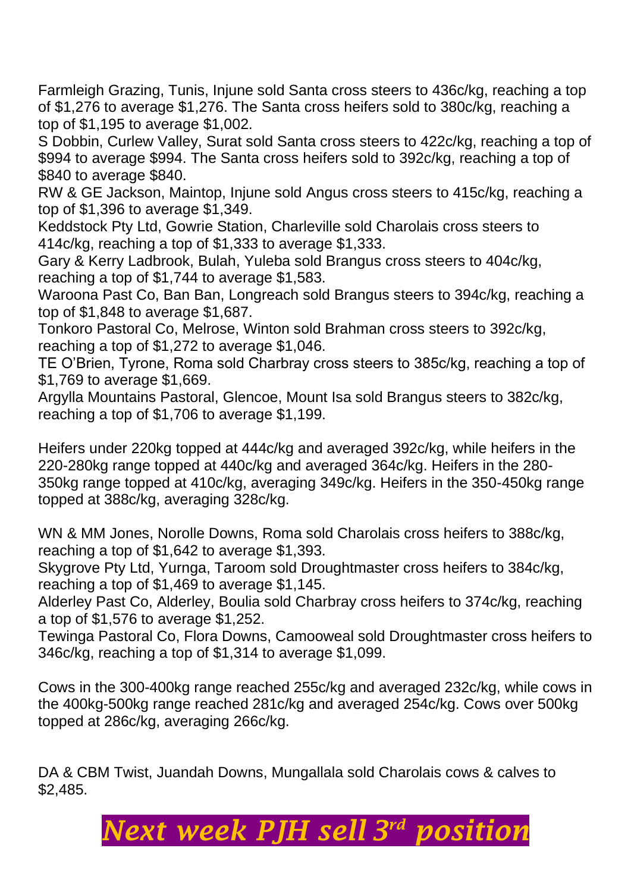Farmleigh Grazing, Tunis, Injune sold Santa cross steers to 436c/kg, reaching a top of $1,276 to average $1,276. The Santa cross heifers sold to 380c/kg, reaching a top of $1,195 to average $1,002.
S Dobbin, Curlew Valley, Surat sold Santa cross steers to 422c/kg, reaching a top of $994 to average $994. The Santa cross heifers sold to 392c/kg, reaching a top of $840 to average $840.
RW & GE Jackson, Maintop, Injune sold Angus cross steers to 415c/kg, reaching a top of $1,396 to average $1,349.
Keddstock Pty Ltd, Gowrie Station, Charleville sold Charolais cross steers to 414c/kg, reaching a top of $1,333 to average $1,333.
Gary & Kerry Ladbrook, Bulah, Yuleba sold Brangus cross steers to 404c/kg, reaching a top of $1,744 to average $1,583.
Waroona Past Co, Ban Ban, Longreach sold Brangus steers to 394c/kg, reaching a top of $1,848 to average $1,687.
Tonkoro Pastoral Co, Melrose, Winton sold Brahman cross steers to 392c/kg, reaching a top of $1,272 to average $1,046.
TE O'Brien, Tyrone, Roma sold Charbray cross steers to 385c/kg, reaching a top of $1,769 to average $1,669.
Argylla Mountains Pastoral, Glencoe, Mount Isa sold Brangus steers to 382c/kg, reaching a top of $1,706 to average $1,199.

Heifers under 220kg topped at 444c/kg and averaged 392c/kg, while heifers in the 220-280kg range topped at 440c/kg and averaged 364c/kg. Heifers in the 280-350kg range topped at 410c/kg, averaging 349c/kg. Heifers in the 350-450kg range topped at 388c/kg, averaging 328c/kg.

WN & MM Jones, Norolle Downs, Roma sold Charolais cross heifers to 388c/kg, reaching a top of $1,642 to average $1,393.
Skygrove Pty Ltd, Yurnga, Taroom sold Droughtmaster cross heifers to 384c/kg, reaching a top of $1,469 to average $1,145.
Alderley Past Co, Alderley, Boulia sold Charbray cross heifers to 374c/kg, reaching a top of $1,576 to average $1,252.
Tewinga Pastoral Co, Flora Downs, Camooweal sold Droughtmaster cross heifers to 346c/kg, reaching a top of $1,314 to average $1,099.

Cows in the 300-400kg range reached 255c/kg and averaged 232c/kg, while cows in the 400kg-500kg range reached 281c/kg and averaged 254c/kg. Cows over 500kg topped at 286c/kg, averaging 266c/kg.

DA & CBM Twist, Juandah Downs, Mungallala sold Charolais cows & calves to $2,485.

***Next week PJH sell 3rd position***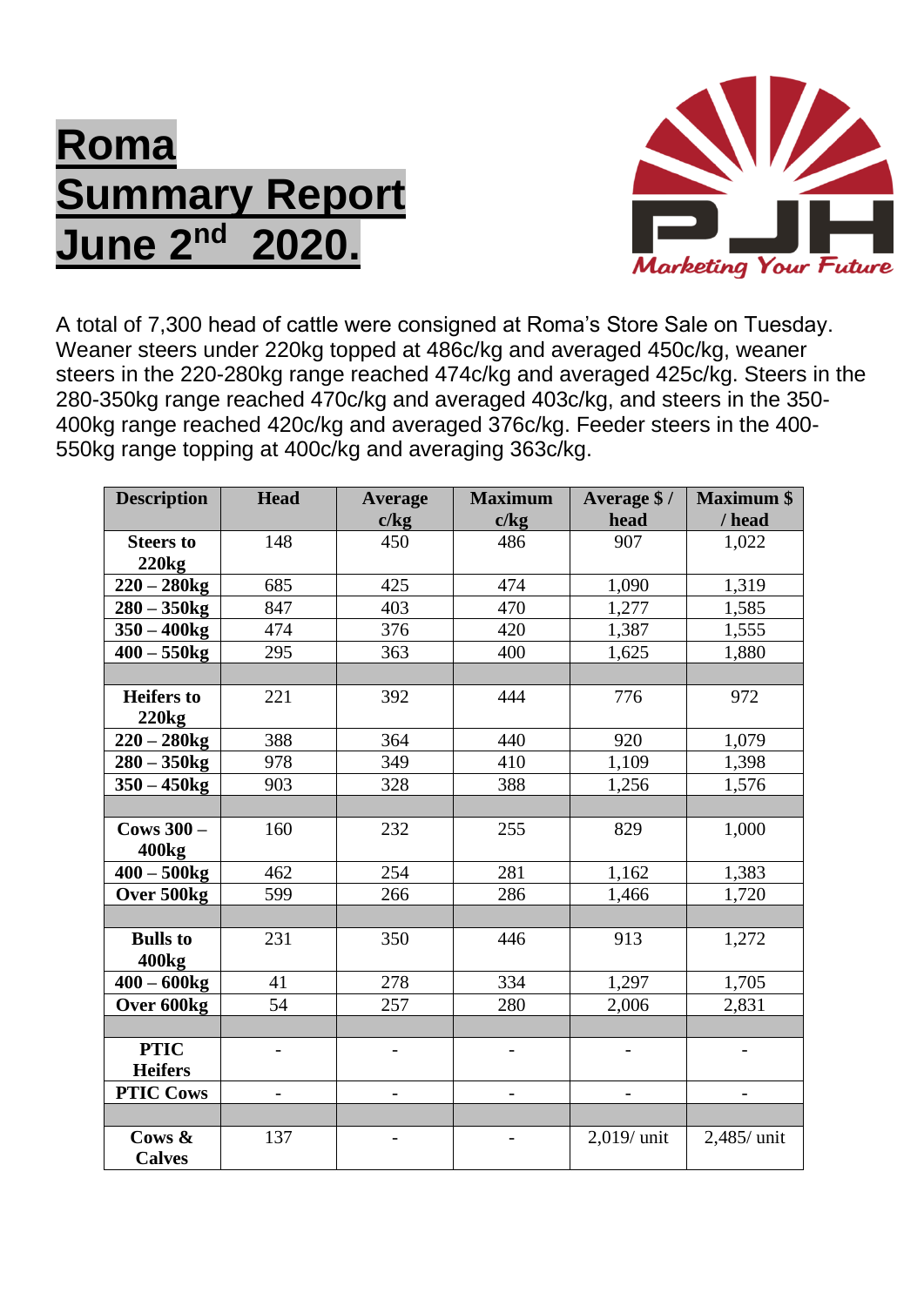# Roma Summary Report June 2nd 2020.

PJH

*Marketing Your Future*

A total of 7,300 head of cattle were consigned at Roma's Store Sale on Tuesday. Weaner steers under 220kg topped at 486c/kg and averaged 450c/kg, weaner steers in the 220-280kg range reached 474c/kg and averaged 425c/kg. Steers in the 280-350kg range reached 470c/kg and averaged 403c/kg, and steers in the 350-400kg range reached 420c/kg and averaged 376c/kg. Feeder steers in the 400-550kg range topping at 400c/kg and averaging 363c/kg.

| Description | Head | Average c/kg | Maximum c/kg | Average $ / head | Maximum $ / head |
|---|---|---|---|---|---|
| **Steers to 220kg** | 148 | 450 | 486 | 907 | 1,022 |
| **220 – 280kg** | 685 | 425 | 474 | 1,090 | 1,319 |
| **280 – 350kg** | 847 | 403 | 470 | 1,277 | 1,585 |
| **350 – 400kg** | 474 | 376 | 420 | 1,387 | 1,555 |
| **400 – 550kg** | 295 | 363 | 400 | 1,625 | 1,880 |
| | | | | | |
| **Heifers to 220kg** | 221 | 392 | 444 | 776 | 972 |
| **220 – 280kg** | 388 | 364 | 440 | 920 | 1,079 |
| **280 – 350kg** | 978 | 349 | 410 | 1,109 | 1,398 |
| **350 – 450kg** | 903 | 328 | 388 | 1,256 | 1,576 |
| | | | | | |
| **Cows 300 – 400kg** | 160 | 232 | 255 | 829 | 1,000 |
| **400 – 500kg** | 462 | 254 | 281 | 1,162 | 1,383 |
| **Over 500kg** | 599 | 266 | 286 | 1,466 | 1,720 |
| | | | | | |
| **Bulls to 400kg** | 231 | 350 | 446 | 913 | 1,272 |
| **400 – 600kg** | 41 | 278 | 334 | 1,297 | 1,705 |
| **Over 600kg** | 54 | 257 | 280 | 2,006 | 2,831 |
| | | | | | |
| **PTIC Heifers** | - | - | - | - | - |
| **PTIC Cows** | - | - | - | - | - |
| | | | | | |
| **Cows & Calves** | 137 | - | - | 2,019/ unit | 2,485/ unit |